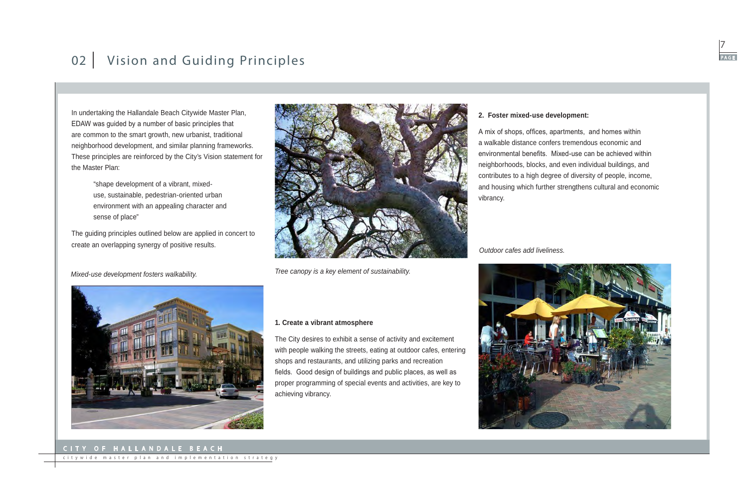# 02 | Vision and Guiding Principles

In undertaking the Hallandale Beach Citywide Master Plan, EDAW was guided by a number of basic principles that are common to the smart growth, new urbanist, traditional neighborhood development, and similar planning frameworks. These principles are reinforced by the City's Vision statement for the Master Plan:

> "shape development of a vibrant, mixed-use, sustainable, pedestrian-oriented urban environment with an appealing character and sense of place"

The guiding principles outlined below are applied in concert to create an overlapping synergy of positive results.

*Mixed-use development fosters walkability.*

*Tree canopy is a key element of sustainability.*

**1. Create a vibrant atmosphere**

The City desires to exhibit a sense of activity and excitement with people walking the streets, eating at outdoor cafes, entering shops and restaurants, and utilizing parks and recreation fields. Good design of buildings and public places, as well as proper programming of special events and activities, are key to achieving vibrancy.

**2. Foster mixed-use development:**

A mix of shops, offices, apartments, and homes within a walkable distance confers tremendous economic and environmental benefits. Mixed-use can be achieved within neighborhoods, blocks, and even individual buildings, and contributes to a high degree of diversity of people, income, and housing which further strengthens cultural and economic vibrancy.

*Outdoor cafes add liveliness.*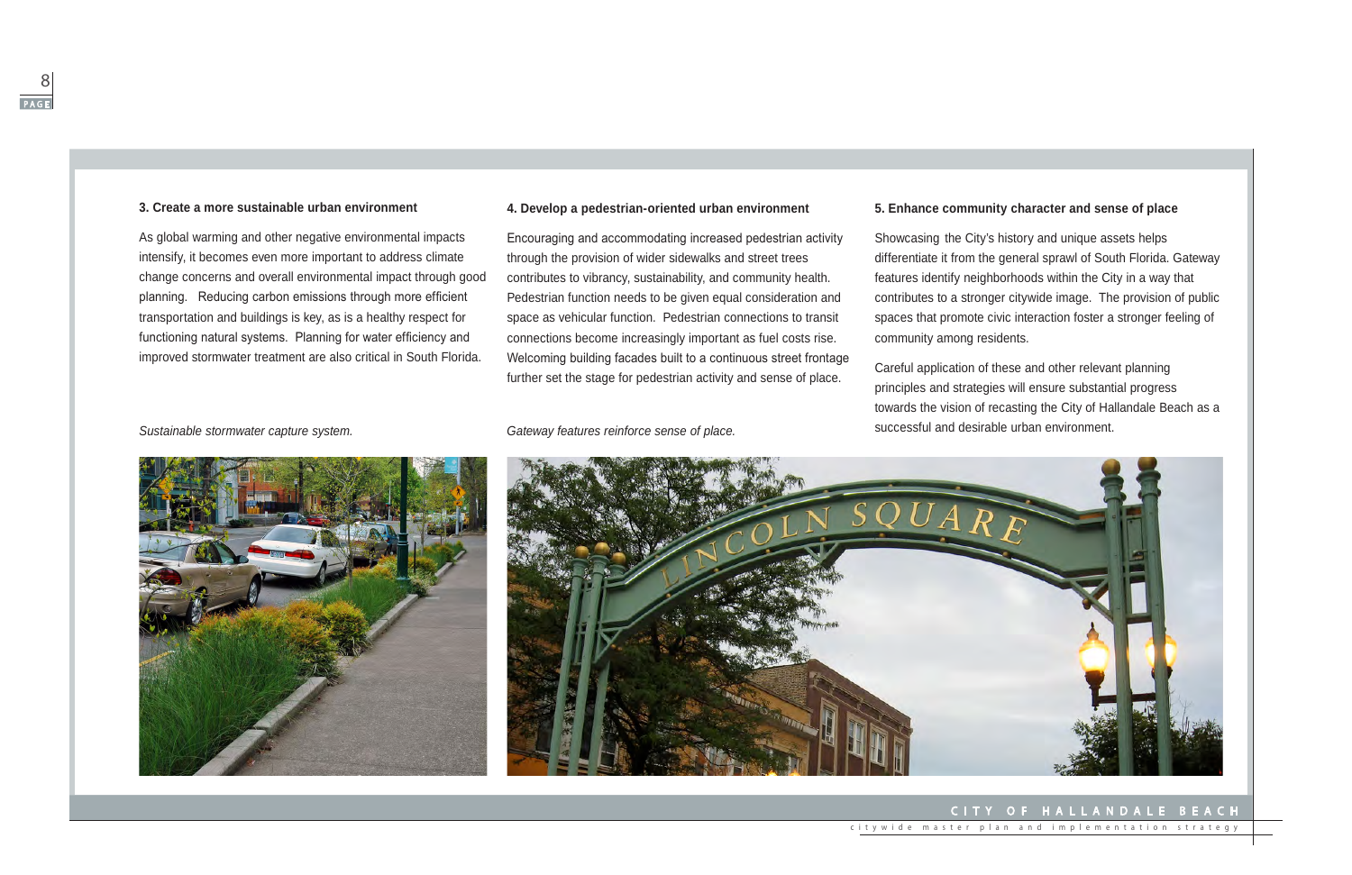### 3. Create a more sustainable urban environment

As global warming and other negative environmental impacts intensify, it becomes even more important to address climate change concerns and overall environmental impact through good planning. Reducing carbon emissions through more efficient transportation and buildings is key, as is a healthy respect for functioning natural systems. Planning for water efficiency and improved stormwater treatment are also critical in South Florida.

*Sustainable stormwater capture system.*

### 4. Develop a pedestrian-oriented urban environment

Encouraging and accommodating increased pedestrian activity through the provision of wider sidewalks and street trees contributes to vibrancy, sustainability, and community health. Pedestrian function needs to be given equal consideration and space as vehicular function. Pedestrian connections to transit connections become increasingly important as fuel costs rise. Welcoming building facades built to a continuous street frontage further set the stage for pedestrian activity and sense of place.

*Gateway features reinforce sense of place.*

### 5. Enhance community character and sense of place

Showcasing the City's history and unique assets helps differentiate it from the general sprawl of South Florida. Gateway features identify neighborhoods within the City in a way that contributes to a stronger citywide image. The provision of public spaces that promote civic interaction foster a stronger feeling of community among residents.

Careful application of these and other relevant planning principles and strategies will ensure substantial progress towards the vision of recasting the City of Hallandale Beach as a successful and desirable urban environment.